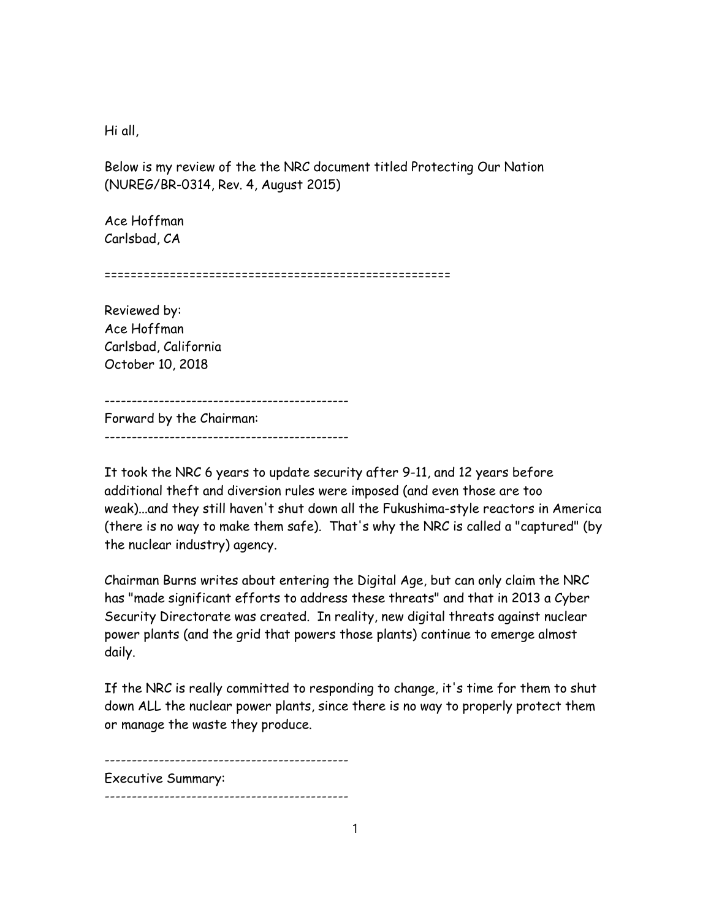Hi all,

Below is my review of the the NRC document titled Protecting Our Nation (NUREG/BR-0314, Rev. 4, August 2015)

Ace Hoffman
Carlsbad, CA

====================================================

Reviewed by:
Ace Hoffman
Carlsbad, California
October 10, 2018

--------------------------------------------

Forward by the Chairman:

--------------------------------------------

It took the NRC 6 years to update security after 9-11, and 12 years before additional theft and diversion rules were imposed (and even those are too weak)...and they still haven't shut down all the Fukushima-style reactors in America (there is no way to make them safe). That's why the NRC is called a "captured" (by the nuclear industry) agency.

Chairman Burns writes about entering the Digital Age, but can only claim the NRC has "made significant efforts to address these threats" and that in 2013 a Cyber Security Directorate was created. In reality, new digital threats against nuclear power plants (and the grid that powers those plants) continue to emerge almost daily.

If the NRC is really committed to responding to change, it's time for them to shut down ALL the nuclear power plants, since there is no way to properly protect them or manage the waste they produce.

--------------------------------------------

Executive Summary:

--------------------------------------------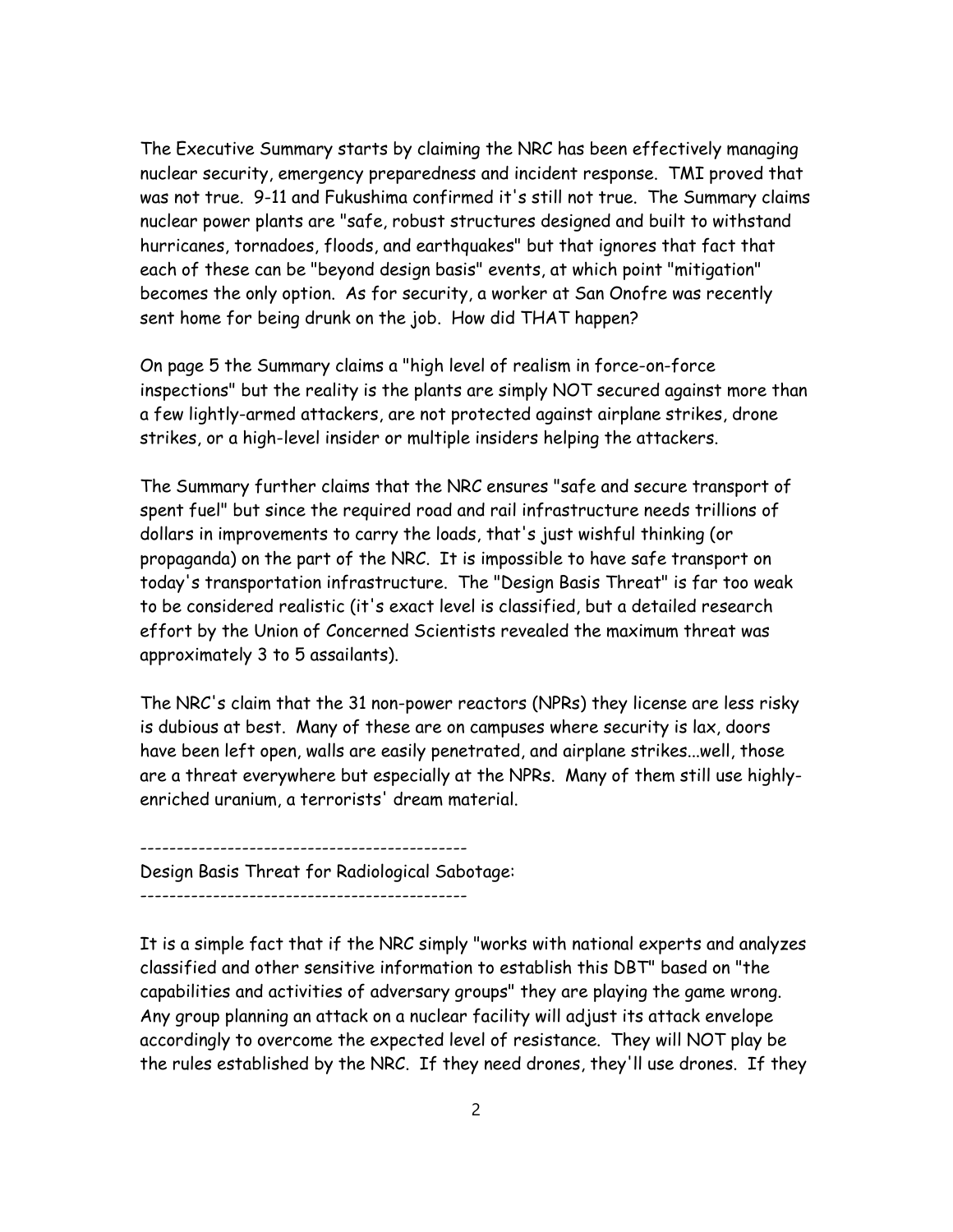The Executive Summary starts by claiming the NRC has been effectively managing nuclear security, emergency preparedness and incident response. TMI proved that was not true. 9-11 and Fukushima confirmed it's still not true. The Summary claims nuclear power plants are "safe, robust structures designed and built to withstand hurricanes, tornadoes, floods, and earthquakes" but that ignores that fact that each of these can be "beyond design basis" events, at which point "mitigation" becomes the only option. As for security, a worker at San Onofre was recently sent home for being drunk on the job. How did THAT happen?

On page 5 the Summary claims a "high level of realism in force-on-force inspections" but the reality is the plants are simply NOT secured against more than a few lightly-armed attackers, are not protected against airplane strikes, drone strikes, or a high-level insider or multiple insiders helping the attackers.

The Summary further claims that the NRC ensures "safe and secure transport of spent fuel" but since the required road and rail infrastructure needs trillions of dollars in improvements to carry the loads, that's just wishful thinking (or propaganda) on the part of the NRC. It is impossible to have safe transport on today's transportation infrastructure. The "Design Basis Threat" is far too weak to be considered realistic (it's exact level is classified, but a detailed research effort by the Union of Concerned Scientists revealed the maximum threat was approximately 3 to 5 assailants).

The NRC's claim that the 31 non-power reactors (NPRs) they license are less risky is dubious at best. Many of these are on campuses where security is lax, doors have been left open, walls are easily penetrated, and airplane strikes...well, those are a threat everywhere but especially at the NPRs. Many of them still use highly-enriched uranium, a terrorists' dream material.

--------------------------------------------

Design Basis Threat for Radiological Sabotage:

--------------------------------------------

It is a simple fact that if the NRC simply "works with national experts and analyzes classified and other sensitive information to establish this DBT" based on "the capabilities and activities of adversary groups" they are playing the game wrong. Any group planning an attack on a nuclear facility will adjust its attack envelope accordingly to overcome the expected level of resistance. They will NOT play be the rules established by the NRC. If they need drones, they'll use drones. If they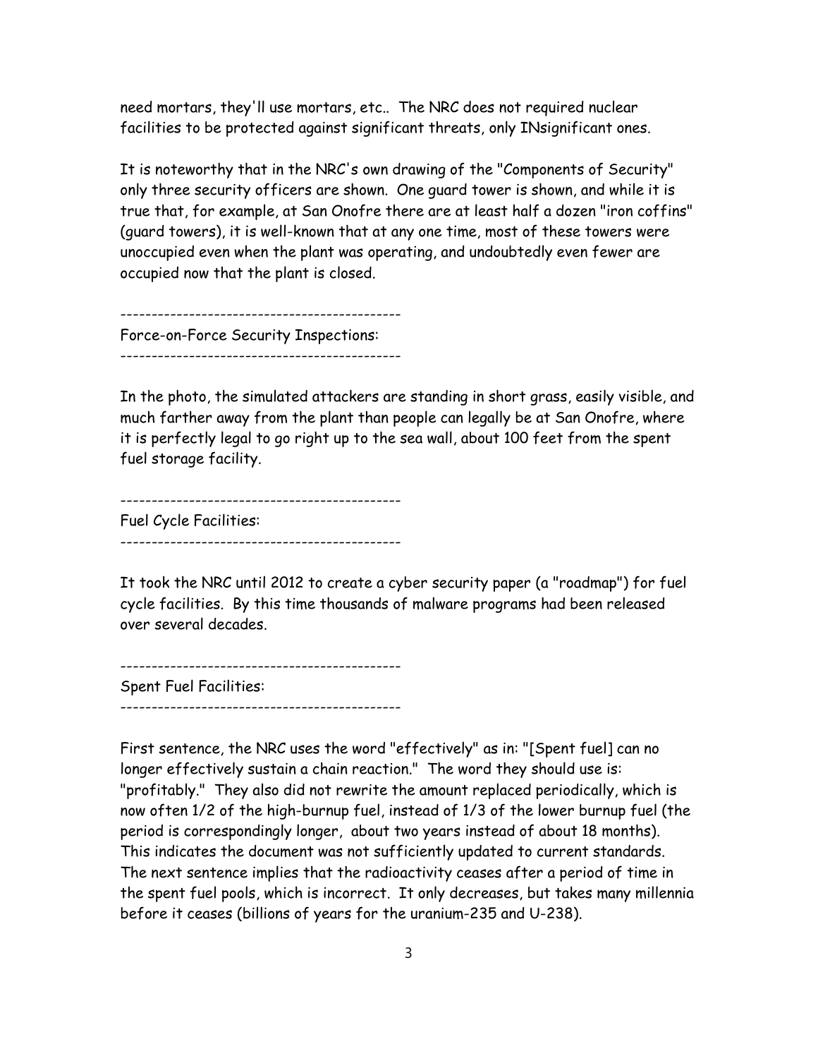need mortars, they'll use mortars, etc.. The NRC does not required nuclear facilities to be protected against significant threats, only INsignificant ones.

It is noteworthy that in the NRC's own drawing of the "Components of Security" only three security officers are shown. One guard tower is shown, and while it is true that, for example, at San Onofre there are at least half a dozen "iron coffins" (guard towers), it is well-known that at any one time, most of these towers were unoccupied even when the plant was operating, and undoubtedly even fewer are occupied now that the plant is closed.

--------------------------------------------

Force-on-Force Security Inspections:

--------------------------------------------

In the photo, the simulated attackers are standing in short grass, easily visible, and much farther away from the plant than people can legally be at San Onofre, where it is perfectly legal to go right up to the sea wall, about 100 feet from the spent fuel storage facility.

--------------------------------------------

Fuel Cycle Facilities:

--------------------------------------------

It took the NRC until 2012 to create a cyber security paper (a "roadmap") for fuel cycle facilities. By this time thousands of malware programs had been released over several decades.

--------------------------------------------

Spent Fuel Facilities:

--------------------------------------------

First sentence, the NRC uses the word "effectively" as in: "[Spent fuel] can no longer effectively sustain a chain reaction." The word they should use is: "profitably." They also did not rewrite the amount replaced periodically, which is now often 1/2 of the high-burnup fuel, instead of 1/3 of the lower burnup fuel (the period is correspondingly longer, about two years instead of about 18 months). This indicates the document was not sufficiently updated to current standards. The next sentence implies that the radioactivity ceases after a period of time in the spent fuel pools, which is incorrect. It only decreases, but takes many millennia before it ceases (billions of years for the uranium-235 and U-238).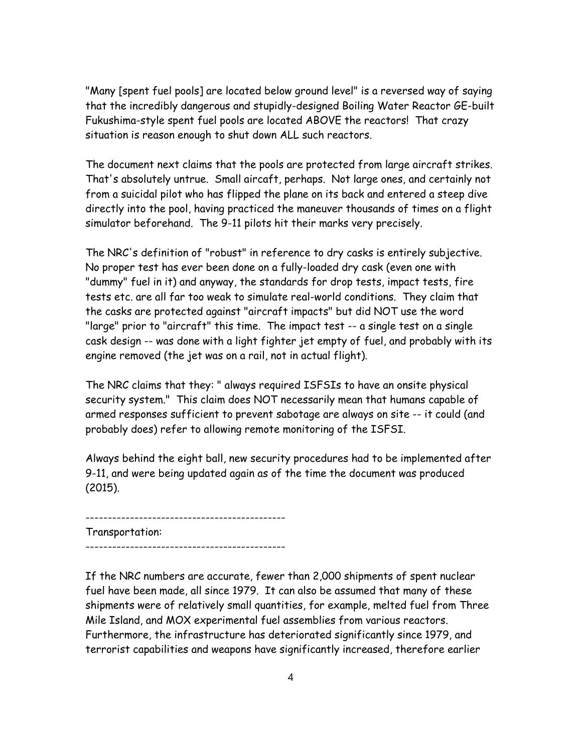"Many [spent fuel pools] are located below ground level" is a reversed way of saying that the incredibly dangerous and stupidly-designed Boiling Water Reactor GE-built Fukushima-style spent fuel pools are located ABOVE the reactors! That crazy situation is reason enough to shut down ALL such reactors.

The document next claims that the pools are protected from large aircraft strikes. That's absolutely untrue. Small aircaft, perhaps. Not large ones, and certainly not from a suicidal pilot who has flipped the plane on its back and entered a steep dive directly into the pool, having practiced the maneuver thousands of times on a flight simulator beforehand. The 9-11 pilots hit their marks very precisely.

The NRC's definition of "robust" in reference to dry casks is entirely subjective. No proper test has ever been done on a fully-loaded dry cask (even one with "dummy" fuel in it) and anyway, the standards for drop tests, impact tests, fire tests etc. are all far too weak to simulate real-world conditions. They claim that the casks are protected against "aircraft impacts" but did NOT use the word "large" prior to "aircraft" this time. The impact test -- a single test on a single cask design -- was done with a light fighter jet empty of fuel, and probably with its engine removed (the jet was on a rail, not in actual flight).

The NRC claims that they: " always required ISFSIs to have an onsite physical security system." This claim does NOT necessarily mean that humans capable of armed responses sufficient to prevent sabotage are always on site -- it could (and probably does) refer to allowing remote monitoring of the ISFSI.

Always behind the eight ball, new security procedures had to be implemented after 9-11, and were being updated again as of the time the document was produced (2015).

--------------------------------------------

Transportation:

--------------------------------------------

If the NRC numbers are accurate, fewer than 2,000 shipments of spent nuclear fuel have been made, all since 1979. It can also be assumed that many of these shipments were of relatively small quantities, for example, melted fuel from Three Mile Island, and MOX experimental fuel assemblies from various reactors. Furthermore, the infrastructure has deteriorated significantly since 1979, and terrorist capabilities and weapons have significantly increased, therefore earlier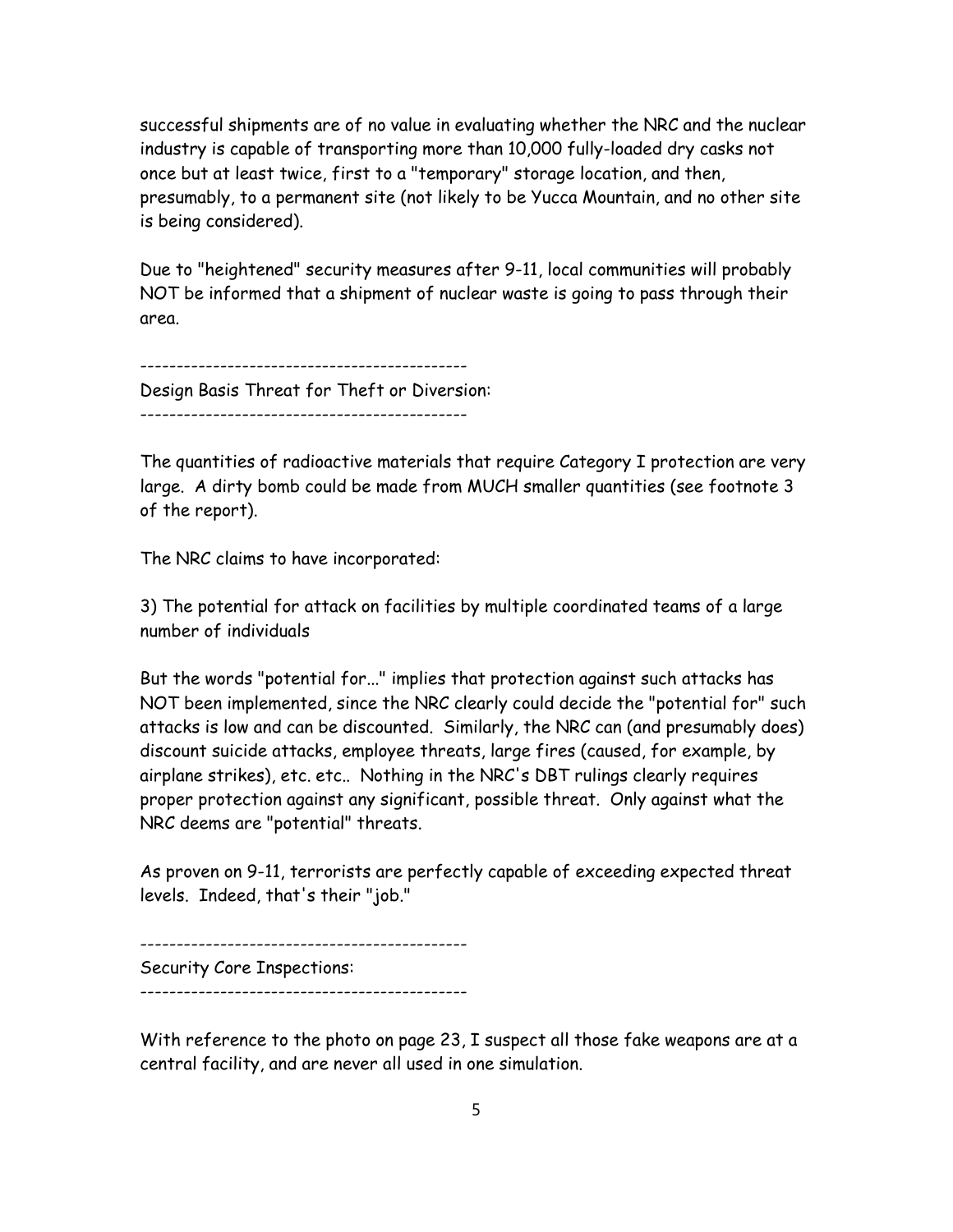successful shipments are of no value in evaluating whether the NRC and the nuclear industry is capable of transporting more than 10,000 fully-loaded dry casks not once but at least twice, first to a "temporary" storage location, and then, presumably, to a permanent site (not likely to be Yucca Mountain, and no other site is being considered).

Due to "heightened" security measures after 9-11, local communities will probably NOT be informed that a shipment of nuclear waste is going to pass through their area.

--------------------------------------------

Design Basis Threat for Theft or Diversion:

--------------------------------------------

The quantities of radioactive materials that require Category I protection are very large. A dirty bomb could be made from MUCH smaller quantities (see footnote 3 of the report).

The NRC claims to have incorporated:

3) The potential for attack on facilities by multiple coordinated teams of a large number of individuals

But the words "potential for..." implies that protection against such attacks has NOT been implemented, since the NRC clearly could decide the "potential for" such attacks is low and can be discounted. Similarly, the NRC can (and presumably does) discount suicide attacks, employee threats, large fires (caused, for example, by airplane strikes), etc. etc.. Nothing in the NRC's DBT rulings clearly requires proper protection against any significant, possible threat. Only against what the NRC deems are "potential" threats.

As proven on 9-11, terrorists are perfectly capable of exceeding expected threat levels. Indeed, that's their "job."

--------------------------------------------

Security Core Inspections:

--------------------------------------------

With reference to the photo on page 23, I suspect all those fake weapons are at a central facility, and are never all used in one simulation.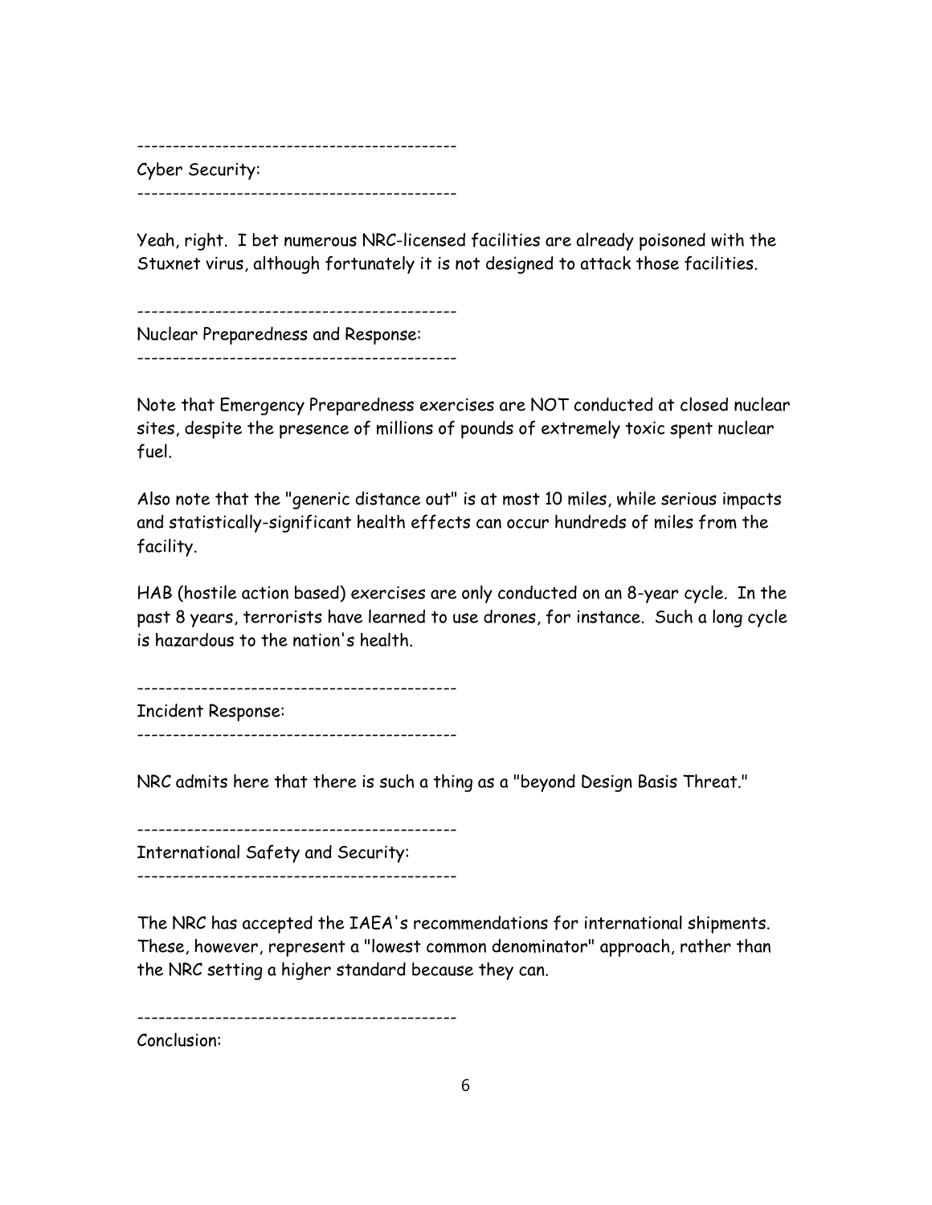--------------------------------------------
Cyber Security:
--------------------------------------------

Yeah, right. I bet numerous NRC-licensed facilities are already poisoned with the Stuxnet virus, although fortunately it is not designed to attack those facilities.

--------------------------------------------
Nuclear Preparedness and Response:
--------------------------------------------

Note that Emergency Preparedness exercises are NOT conducted at closed nuclear sites, despite the presence of millions of pounds of extremely toxic spent nuclear fuel.

Also note that the "generic distance out" is at most 10 miles, while serious impacts and statistically-significant health effects can occur hundreds of miles from the facility.

HAB (hostile action based) exercises are only conducted on an 8-year cycle. In the past 8 years, terrorists have learned to use drones, for instance. Such a long cycle is hazardous to the nation's health.

--------------------------------------------
Incident Response:
--------------------------------------------

NRC admits here that there is such a thing as a "beyond Design Basis Threat."

--------------------------------------------
International Safety and Security:
--------------------------------------------

The NRC has accepted the IAEA's recommendations for international shipments. These, however, represent a "lowest common denominator" approach, rather than the NRC setting a higher standard because they can.

--------------------------------------------
Conclusion: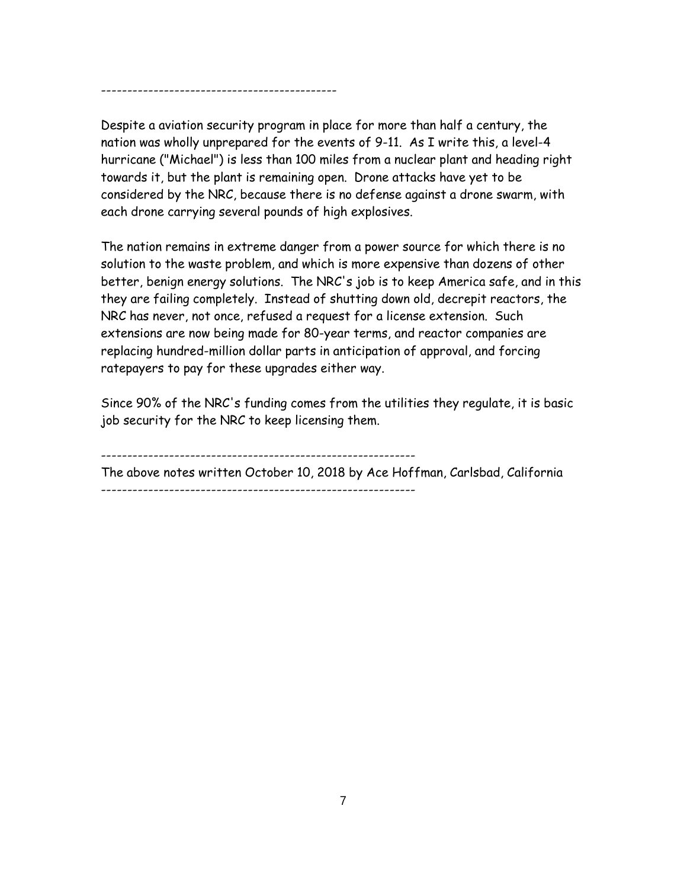--------------------------------------------

Despite a aviation security program in place for more than half a century, the nation was wholly unprepared for the events of 9-11. As I write this, a level-4 hurricane ("Michael") is less than 100 miles from a nuclear plant and heading right towards it, but the plant is remaining open. Drone attacks have yet to be considered by the NRC, because there is no defense against a drone swarm, with each drone carrying several pounds of high explosives.

The nation remains in extreme danger from a power source for which there is no solution to the waste problem, and which is more expensive than dozens of other better, benign energy solutions. The NRC's job is to keep America safe, and in this they are failing completely. Instead of shutting down old, decrepit reactors, the NRC has never, not once, refused a request for a license extension. Such extensions are now being made for 80-year terms, and reactor companies are replacing hundred-million dollar parts in anticipation of approval, and forcing ratepayers to pay for these upgrades either way.

Since 90% of the NRC's funding comes from the utilities they regulate, it is basic job security for the NRC to keep licensing them.

-----------------------------------------------------------

The above notes written October 10, 2018 by Ace Hoffman, Carlsbad, California

-----------------------------------------------------------